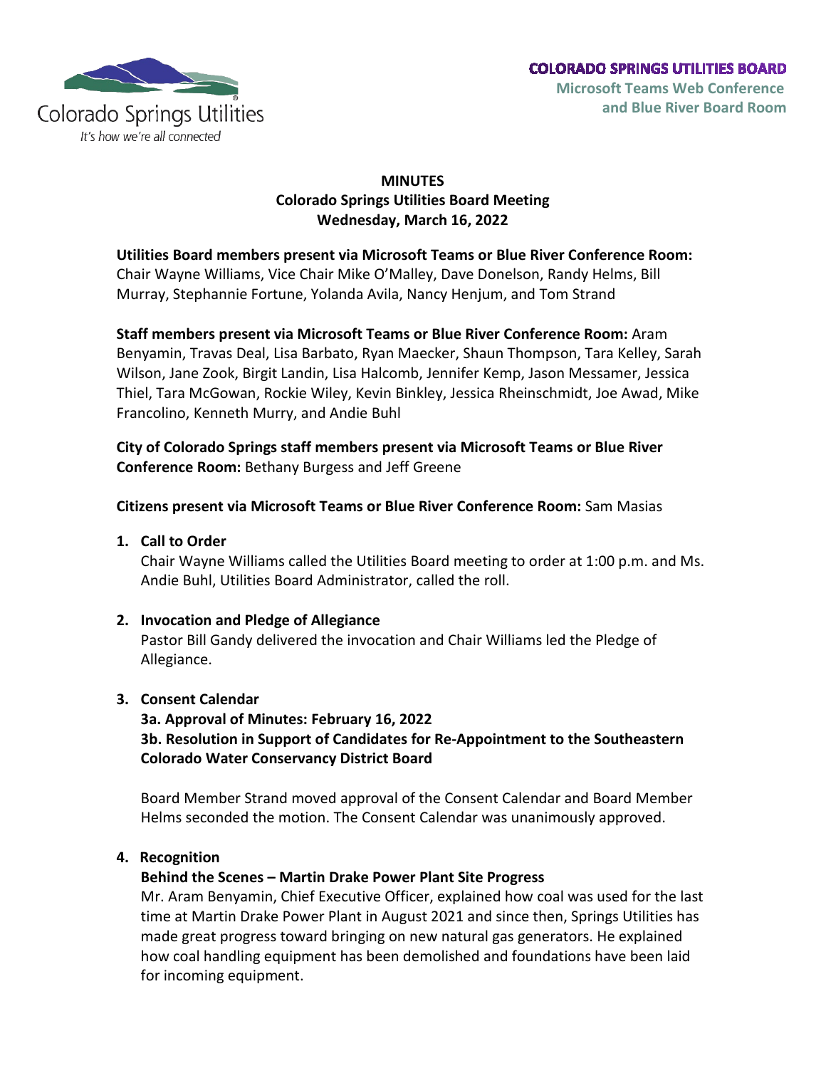Colorado Springs Utilities

*It's how we're all connected*

**COLORADO SPRINGS UTILITIES BOARD**
**Microsoft Teams Web Conference and Blue River Board Room**

**MINUTES**
**Colorado Springs Utilities Board Meeting**
**Wednesday, March 16, 2022**

**Utilities Board members present via Microsoft Teams or Blue River Conference Room:** Chair Wayne Williams, Vice Chair Mike O'Malley, Dave Donelson, Randy Helms, Bill Murray, Stephannie Fortune, Yolanda Avila, Nancy Henjum, and Tom Strand

**Staff members present via Microsoft Teams or Blue River Conference Room:** Aram Benyamin, Travas Deal, Lisa Barbato, Ryan Maecker, Shaun Thompson, Tara Kelley, Sarah Wilson, Jane Zook, Birgit Landin, Lisa Halcomb, Jennifer Kemp, Jason Messamer, Jessica Thiel, Tara McGowan, Rockie Wiley, Kevin Binkley, Jessica Rheinschmidt, Joe Awad, Mike Francolino, Kenneth Murry, and Andie Buhl

**City of Colorado Springs staff members present via Microsoft Teams or Blue River Conference Room:** Bethany Burgess and Jeff Greene

**Citizens present via Microsoft Teams or Blue River Conference Room:** Sam Masias

1. **Call to Order**
   Chair Wayne Williams called the Utilities Board meeting to order at 1:00 p.m. and Ms. Andie Buhl, Utilities Board Administrator, called the roll.

2. **Invocation and Pledge of Allegiance**
   Pastor Bill Gandy delivered the invocation and Chair Williams led the Pledge of Allegiance.

3. **Consent Calendar**
   **3a. Approval of Minutes: February 16, 2022**
   **3b. Resolution in Support of Candidates for Re-Appointment to the Southeastern Colorado Water Conservancy District Board**

   Board Member Strand moved approval of the Consent Calendar and Board Member Helms seconded the motion. The Consent Calendar was unanimously approved.

4. **Recognition**
   **Behind the Scenes – Martin Drake Power Plant Site Progress**
   Mr. Aram Benyamin, Chief Executive Officer, explained how coal was used for the last time at Martin Drake Power Plant in August 2021 and since then, Springs Utilities has made great progress toward bringing on new natural gas generators. He explained how coal handling equipment has been demolished and foundations have been laid for incoming equipment.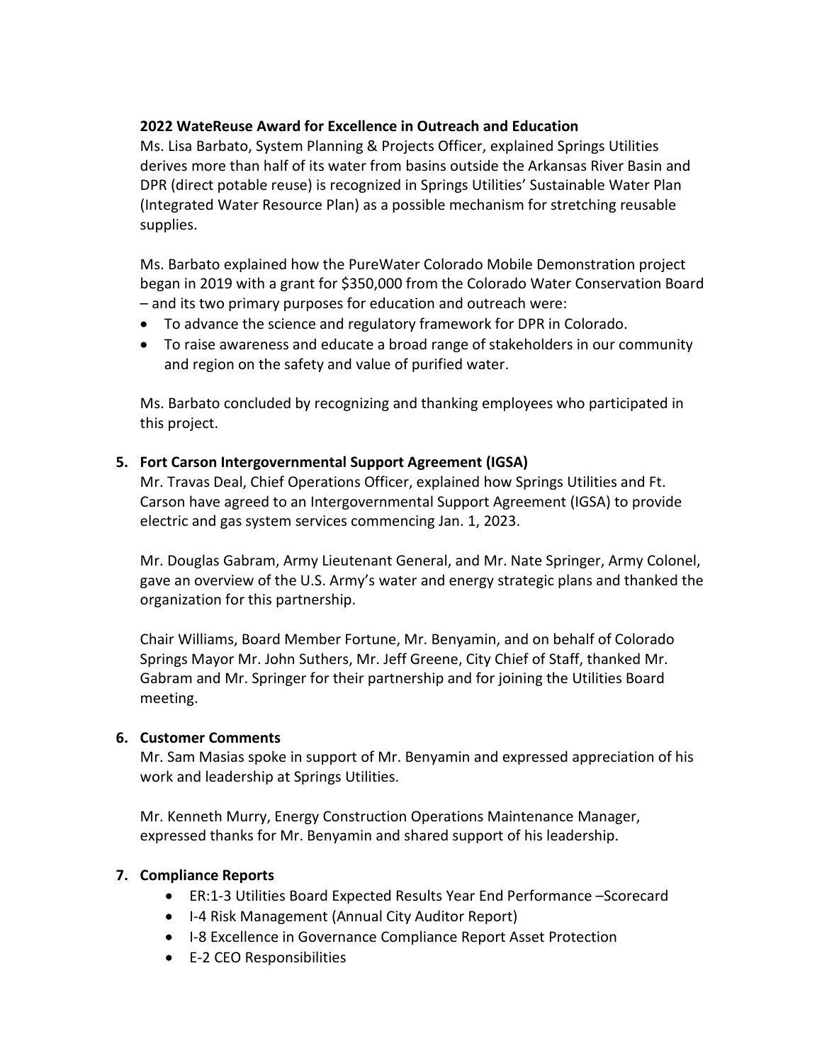**2022 WateReuse Award for Excellence in Outreach and Education**

Ms. Lisa Barbato, System Planning & Projects Officer, explained Springs Utilities derives more than half of its water from basins outside the Arkansas River Basin and DPR (direct potable reuse) is recognized in Springs Utilities' Sustainable Water Plan (Integrated Water Resource Plan) as a possible mechanism for stretching reusable supplies.

Ms. Barbato explained how the PureWater Colorado Mobile Demonstration project began in 2019 with a grant for $350,000 from the Colorado Water Conservation Board – and its two primary purposes for education and outreach were:

- To advance the science and regulatory framework for DPR in Colorado.
- To raise awareness and educate a broad range of stakeholders in our community and region on the safety and value of purified water.

Ms. Barbato concluded by recognizing and thanking employees who participated in this project.

**5. Fort Carson Intergovernmental Support Agreement (IGSA)**

Mr. Travas Deal, Chief Operations Officer, explained how Springs Utilities and Ft. Carson have agreed to an Intergovernmental Support Agreement (IGSA) to provide electric and gas system services commencing Jan. 1, 2023.

Mr. Douglas Gabram, Army Lieutenant General, and Mr. Nate Springer, Army Colonel, gave an overview of the U.S. Army's water and energy strategic plans and thanked the organization for this partnership.

Chair Williams, Board Member Fortune, Mr. Benyamin, and on behalf of Colorado Springs Mayor Mr. John Suthers, Mr. Jeff Greene, City Chief of Staff, thanked Mr. Gabram and Mr. Springer for their partnership and for joining the Utilities Board meeting.

**6. Customer Comments**

Mr. Sam Masias spoke in support of Mr. Benyamin and expressed appreciation of his work and leadership at Springs Utilities.

Mr. Kenneth Murry, Energy Construction Operations Maintenance Manager, expressed thanks for Mr. Benyamin and shared support of his leadership.

**7. Compliance Reports**

- ER:1-3 Utilities Board Expected Results Year End Performance –Scorecard
- I-4 Risk Management (Annual City Auditor Report)
- I-8 Excellence in Governance Compliance Report Asset Protection
- E-2 CEO Responsibilities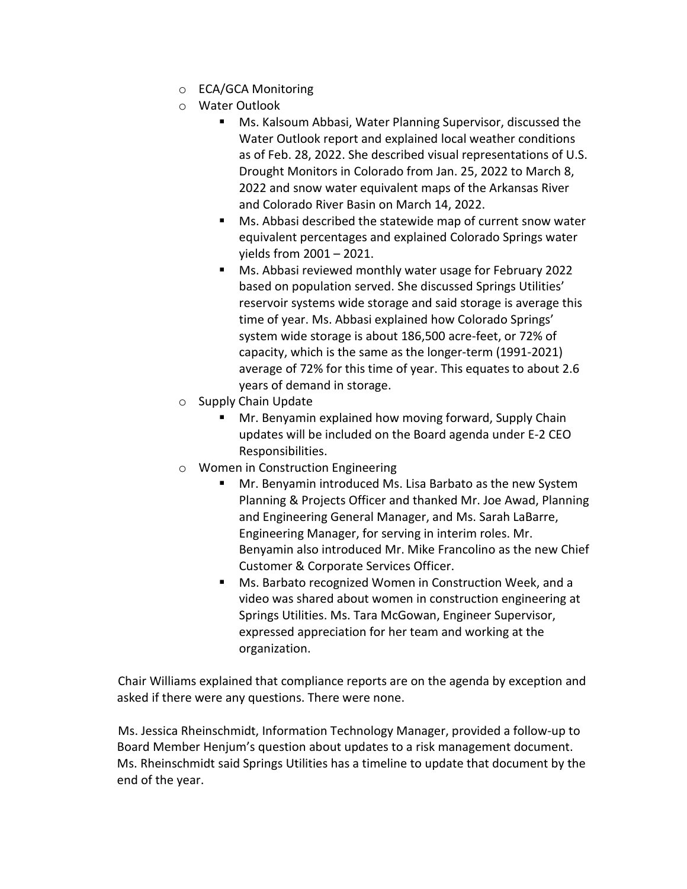- ECA/GCA Monitoring
- Water Outlook
  - Ms. Kalsoum Abbasi, Water Planning Supervisor, discussed the Water Outlook report and explained local weather conditions as of Feb. 28, 2022. She described visual representations of U.S. Drought Monitors in Colorado from Jan. 25, 2022 to March 8, 2022 and snow water equivalent maps of the Arkansas River and Colorado River Basin on March 14, 2022.
  - Ms. Abbasi described the statewide map of current snow water equivalent percentages and explained Colorado Springs water yields from 2001 – 2021.
  - Ms. Abbasi reviewed monthly water usage for February 2022 based on population served. She discussed Springs Utilities' reservoir systems wide storage and said storage is average this time of year. Ms. Abbasi explained how Colorado Springs' system wide storage is about 186,500 acre-feet, or 72% of capacity, which is the same as the longer-term (1991-2021) average of 72% for this time of year. This equates to about 2.6 years of demand in storage.
- Supply Chain Update
  - Mr. Benyamin explained how moving forward, Supply Chain updates will be included on the Board agenda under E-2 CEO Responsibilities.
- Women in Construction Engineering
  - Mr. Benyamin introduced Ms. Lisa Barbato as the new System Planning & Projects Officer and thanked Mr. Joe Awad, Planning and Engineering General Manager, and Ms. Sarah LaBarre, Engineering Manager, for serving in interim roles. Mr. Benyamin also introduced Mr. Mike Francolino as the new Chief Customer & Corporate Services Officer.
  - Ms. Barbato recognized Women in Construction Week, and a video was shared about women in construction engineering at Springs Utilities. Ms. Tara McGowan, Engineer Supervisor, expressed appreciation for her team and working at the organization.

Chair Williams explained that compliance reports are on the agenda by exception and asked if there were any questions. There were none.

Ms. Jessica Rheinschmidt, Information Technology Manager, provided a follow-up to Board Member Henjum's question about updates to a risk management document. Ms. Rheinschmidt said Springs Utilities has a timeline to update that document by the end of the year.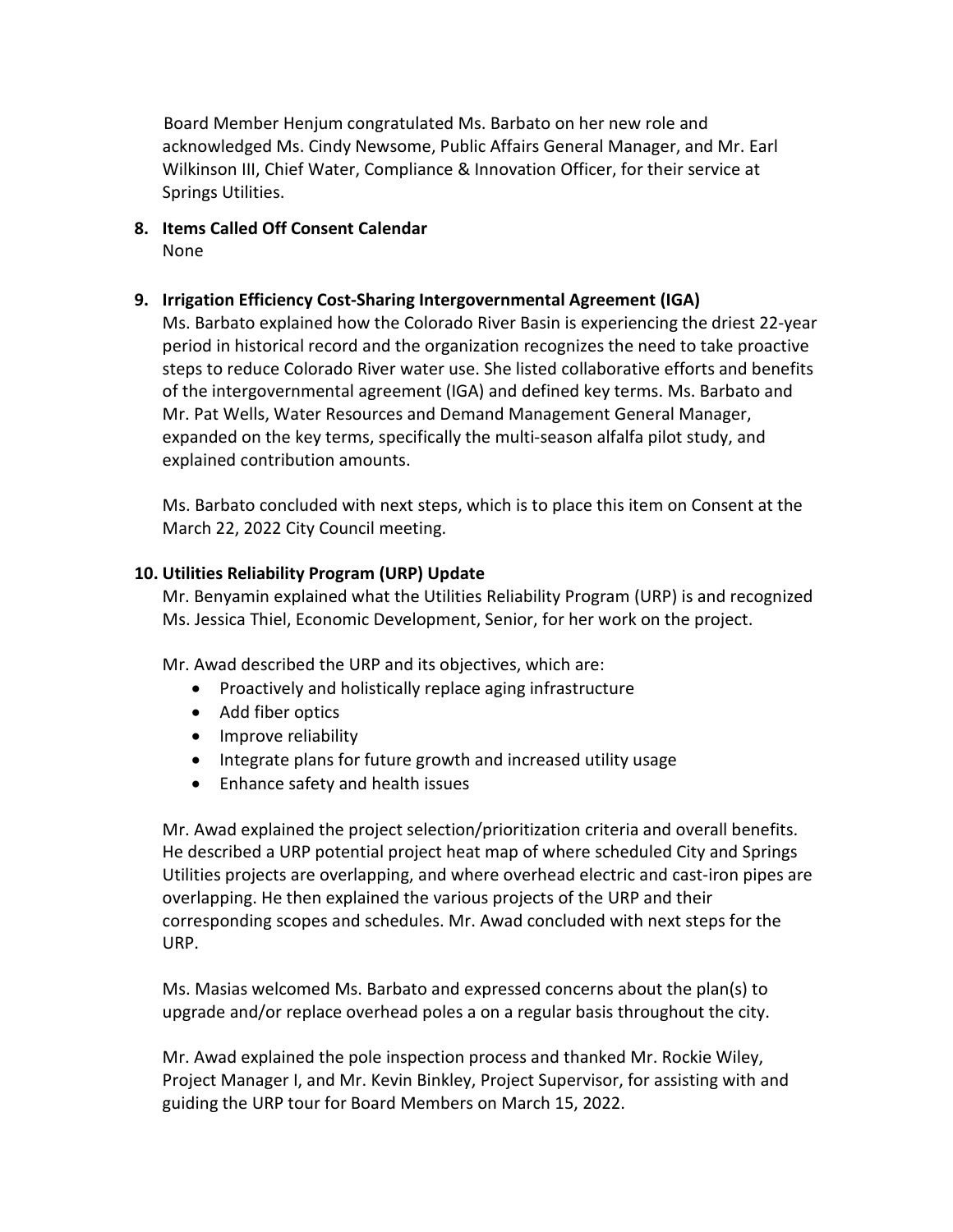Board Member Henjum congratulated Ms. Barbato on her new role and acknowledged Ms. Cindy Newsome, Public Affairs General Manager, and Mr. Earl Wilkinson III, Chief Water, Compliance & Innovation Officer, for their service at Springs Utilities.

**8. Items Called Off Consent Calendar**

None

**9. Irrigation Efficiency Cost-Sharing Intergovernmental Agreement (IGA)**

Ms. Barbato explained how the Colorado River Basin is experiencing the driest 22-year period in historical record and the organization recognizes the need to take proactive steps to reduce Colorado River water use. She listed collaborative efforts and benefits of the intergovernmental agreement (IGA) and defined key terms. Ms. Barbato and Mr. Pat Wells, Water Resources and Demand Management General Manager, expanded on the key terms, specifically the multi-season alfalfa pilot study, and explained contribution amounts.

Ms. Barbato concluded with next steps, which is to place this item on Consent at the March 22, 2022 City Council meeting.

**10. Utilities Reliability Program (URP) Update**

Mr. Benyamin explained what the Utilities Reliability Program (URP) is and recognized Ms. Jessica Thiel, Economic Development, Senior, for her work on the project.

Mr. Awad described the URP and its objectives, which are:

- Proactively and holistically replace aging infrastructure
- Add fiber optics
- Improve reliability
- Integrate plans for future growth and increased utility usage
- Enhance safety and health issues

Mr. Awad explained the project selection/prioritization criteria and overall benefits. He described a URP potential project heat map of where scheduled City and Springs Utilities projects are overlapping, and where overhead electric and cast-iron pipes are overlapping. He then explained the various projects of the URP and their corresponding scopes and schedules. Mr. Awad concluded with next steps for the URP.

Ms. Masias welcomed Ms. Barbato and expressed concerns about the plan(s) to upgrade and/or replace overhead poles a on a regular basis throughout the city.

Mr. Awad explained the pole inspection process and thanked Mr. Rockie Wiley, Project Manager I, and Mr. Kevin Binkley, Project Supervisor, for assisting with and guiding the URP tour for Board Members on March 15, 2022.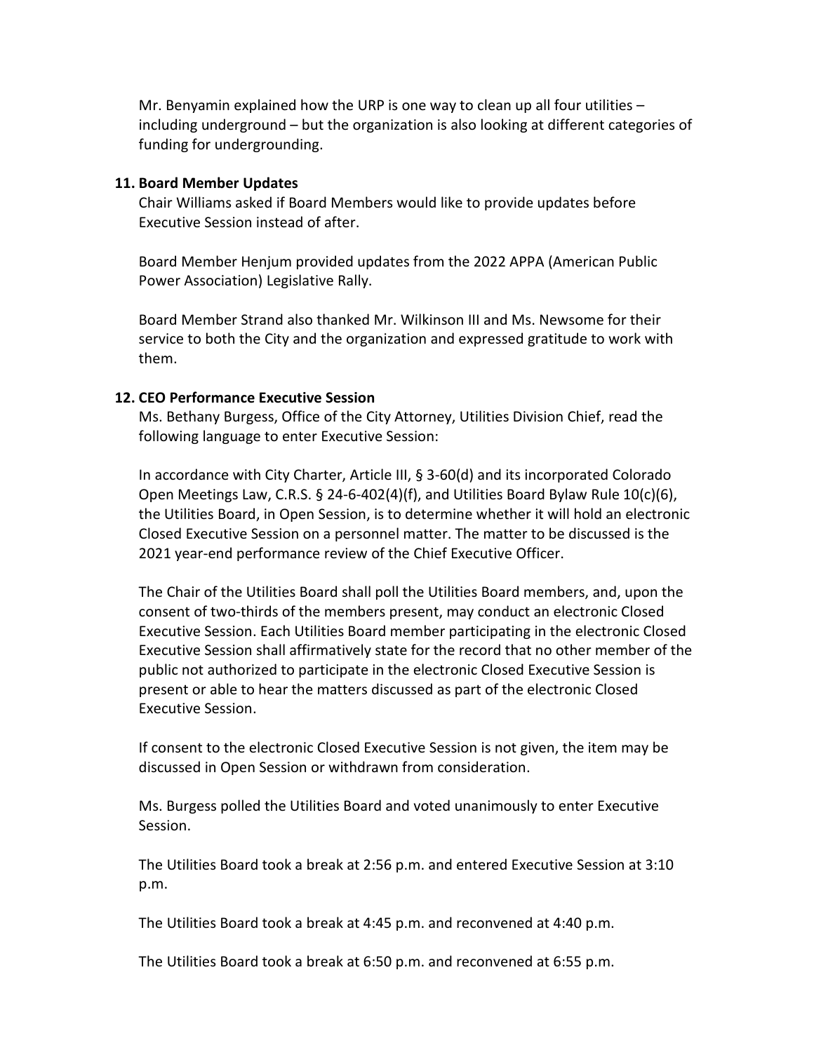Mr. Benyamin explained how the URP is one way to clean up all four utilities – including underground – but the organization is also looking at different categories of funding for undergrounding.

### 11. Board Member Updates

Chair Williams asked if Board Members would like to provide updates before Executive Session instead of after.

Board Member Henjum provided updates from the 2022 APPA (American Public Power Association) Legislative Rally.

Board Member Strand also thanked Mr. Wilkinson III and Ms. Newsome for their service to both the City and the organization and expressed gratitude to work with them.

### 12. CEO Performance Executive Session

Ms. Bethany Burgess, Office of the City Attorney, Utilities Division Chief, read the following language to enter Executive Session:

In accordance with City Charter, Article III, § 3-60(d) and its incorporated Colorado Open Meetings Law, C.R.S. § 24-6-402(4)(f), and Utilities Board Bylaw Rule 10(c)(6), the Utilities Board, in Open Session, is to determine whether it will hold an electronic Closed Executive Session on a personnel matter. The matter to be discussed is the 2021 year-end performance review of the Chief Executive Officer.

The Chair of the Utilities Board shall poll the Utilities Board members, and, upon the consent of two-thirds of the members present, may conduct an electronic Closed Executive Session. Each Utilities Board member participating in the electronic Closed Executive Session shall affirmatively state for the record that no other member of the public not authorized to participate in the electronic Closed Executive Session is present or able to hear the matters discussed as part of the electronic Closed Executive Session.

If consent to the electronic Closed Executive Session is not given, the item may be discussed in Open Session or withdrawn from consideration.

Ms. Burgess polled the Utilities Board and voted unanimously to enter Executive Session.

The Utilities Board took a break at 2:56 p.m. and entered Executive Session at 3:10 p.m.

The Utilities Board took a break at 4:45 p.m. and reconvened at 4:40 p.m.

The Utilities Board took a break at 6:50 p.m. and reconvened at 6:55 p.m.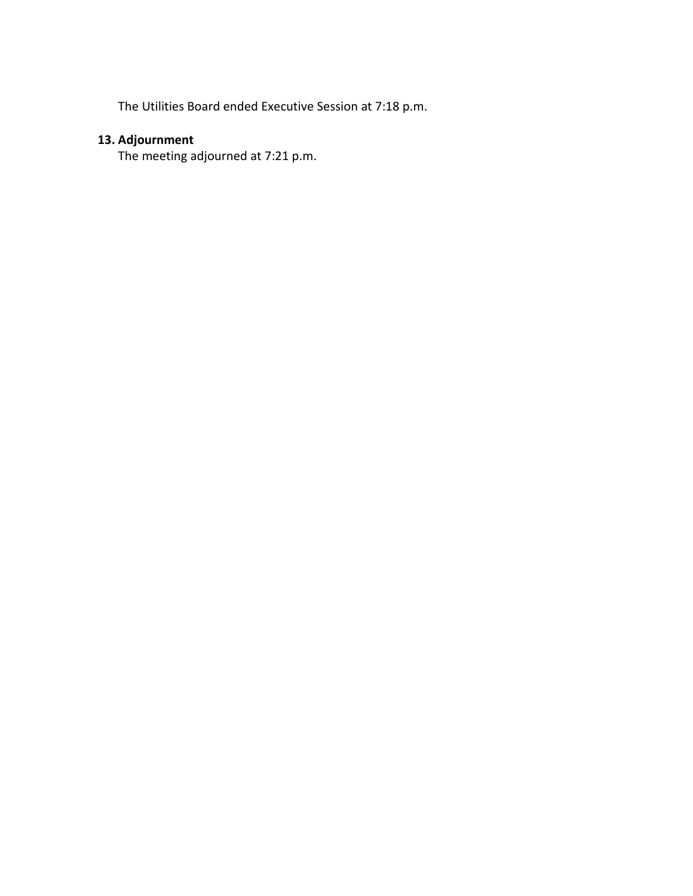The Utilities Board ended Executive Session at 7:18 p.m.

**13. Adjournment**

The meeting adjourned at 7:21 p.m.